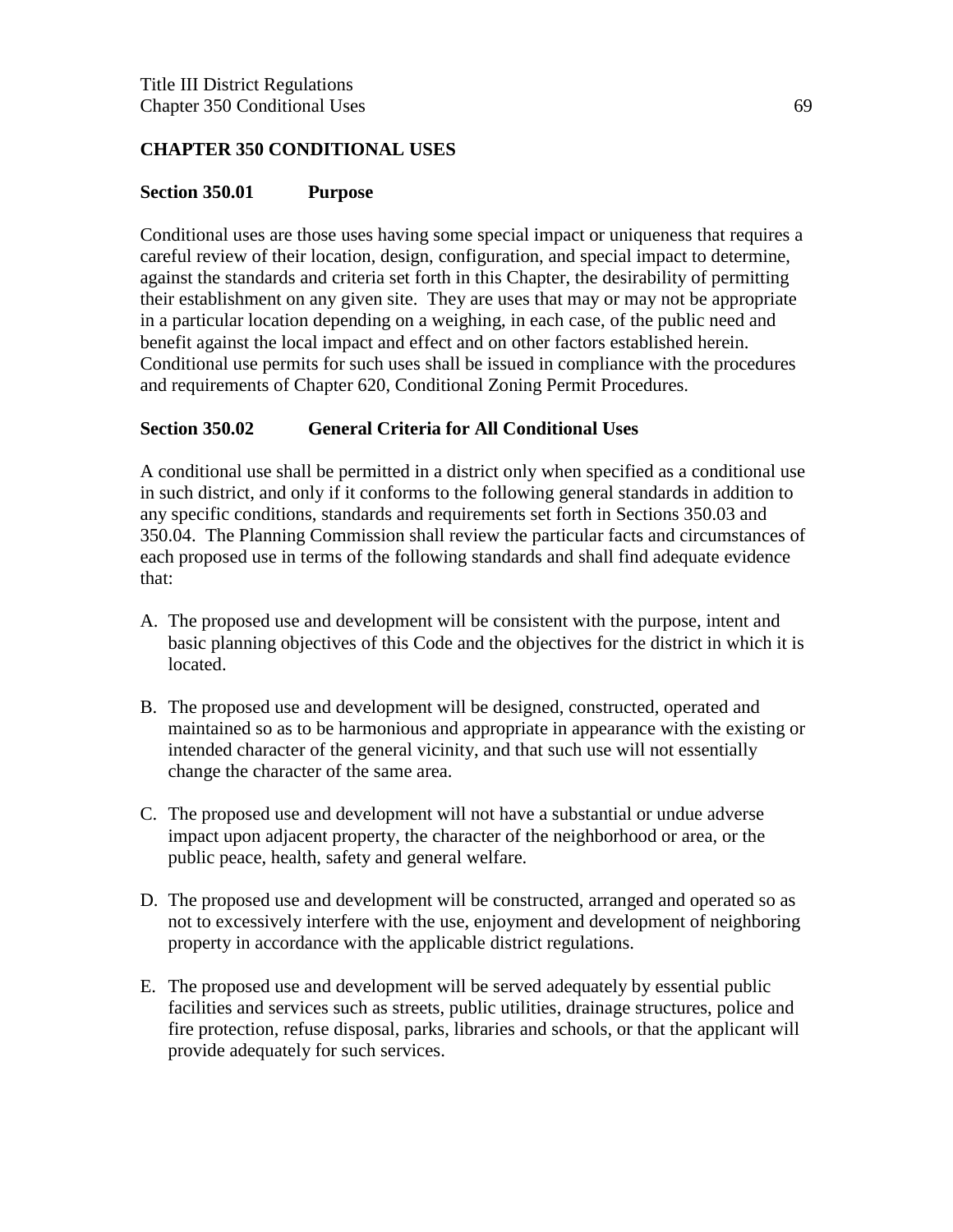# CHAPTER 350 CONDITIONAL USES

## Section 350.01 Purpose

Conditional uses are those uses having some special impact or uniqueness that requires a careful review of their location, design, configuration, and special impact to determine, against the standards and criteria set forth in this Chapter, the desirability of permitting their establishment on any given site. They are uses that may or may not be appropriate in a particular location depending on a weighing, in each case, of the public need and benefit against the local impact and effect and on other factors established herein. Conditional use permits for such uses shall be issued in compliance with the procedures and requirements of Chapter 620, Conditional Zoning Permit Procedures.

## Section 350.02 General Criteria for All Conditional Uses

A conditional use shall be permitted in a district only when specified as a conditional use in such district, and only if it conforms to the following general standards in addition to any specific conditions, standards and requirements set forth in Sections 350.03 and 350.04. The Planning Commission shall review the particular facts and circumstances of each proposed use in terms of the following standards and shall find adequate evidence that:

A. The proposed use and development will be consistent with the purpose, intent and basic planning objectives of this Code and the objectives for the district in which it is located.

B. The proposed use and development will be designed, constructed, operated and maintained so as to be harmonious and appropriate in appearance with the existing or intended character of the general vicinity, and that such use will not essentially change the character of the same area.

C. The proposed use and development will not have a substantial or undue adverse impact upon adjacent property, the character of the neighborhood or area, or the public peace, health, safety and general welfare.

D. The proposed use and development will be constructed, arranged and operated so as not to excessively interfere with the use, enjoyment and development of neighboring property in accordance with the applicable district regulations.

E. The proposed use and development will be served adequately by essential public facilities and services such as streets, public utilities, drainage structures, police and fire protection, refuse disposal, parks, libraries and schools, or that the applicant will provide adequately for such services.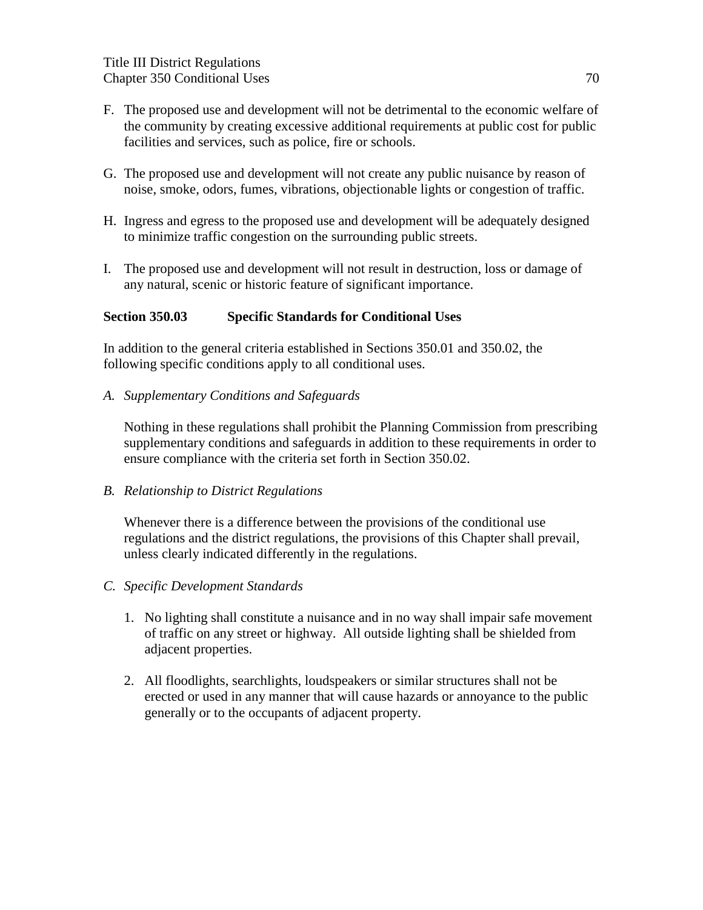F. The proposed use and development will not be detrimental to the economic welfare of the community by creating excessive additional requirements at public cost for public facilities and services, such as police, fire or schools.

G. The proposed use and development will not create any public nuisance by reason of noise, smoke, odors, fumes, vibrations, objectionable lights or congestion of traffic.

H. Ingress and egress to the proposed use and development will be adequately designed to minimize traffic congestion on the surrounding public streets.

I. The proposed use and development will not result in destruction, loss or damage of any natural, scenic or historic feature of significant importance.

## Section 350.03 Specific Standards for Conditional Uses

In addition to the general criteria established in Sections 350.01 and 350.02, the following specific conditions apply to all conditional uses.

*A. Supplementary Conditions and Safeguards*

Nothing in these regulations shall prohibit the Planning Commission from prescribing supplementary conditions and safeguards in addition to these requirements in order to ensure compliance with the criteria set forth in Section 350.02.

*B. Relationship to District Regulations*

Whenever there is a difference between the provisions of the conditional use regulations and the district regulations, the provisions of this Chapter shall prevail, unless clearly indicated differently in the regulations.

*C. Specific Development Standards*

1. No lighting shall constitute a nuisance and in no way shall impair safe movement of traffic on any street or highway. All outside lighting shall be shielded from adjacent properties.

2. All floodlights, searchlights, loudspeakers or similar structures shall not be erected or used in any manner that will cause hazards or annoyance to the public generally or to the occupants of adjacent property.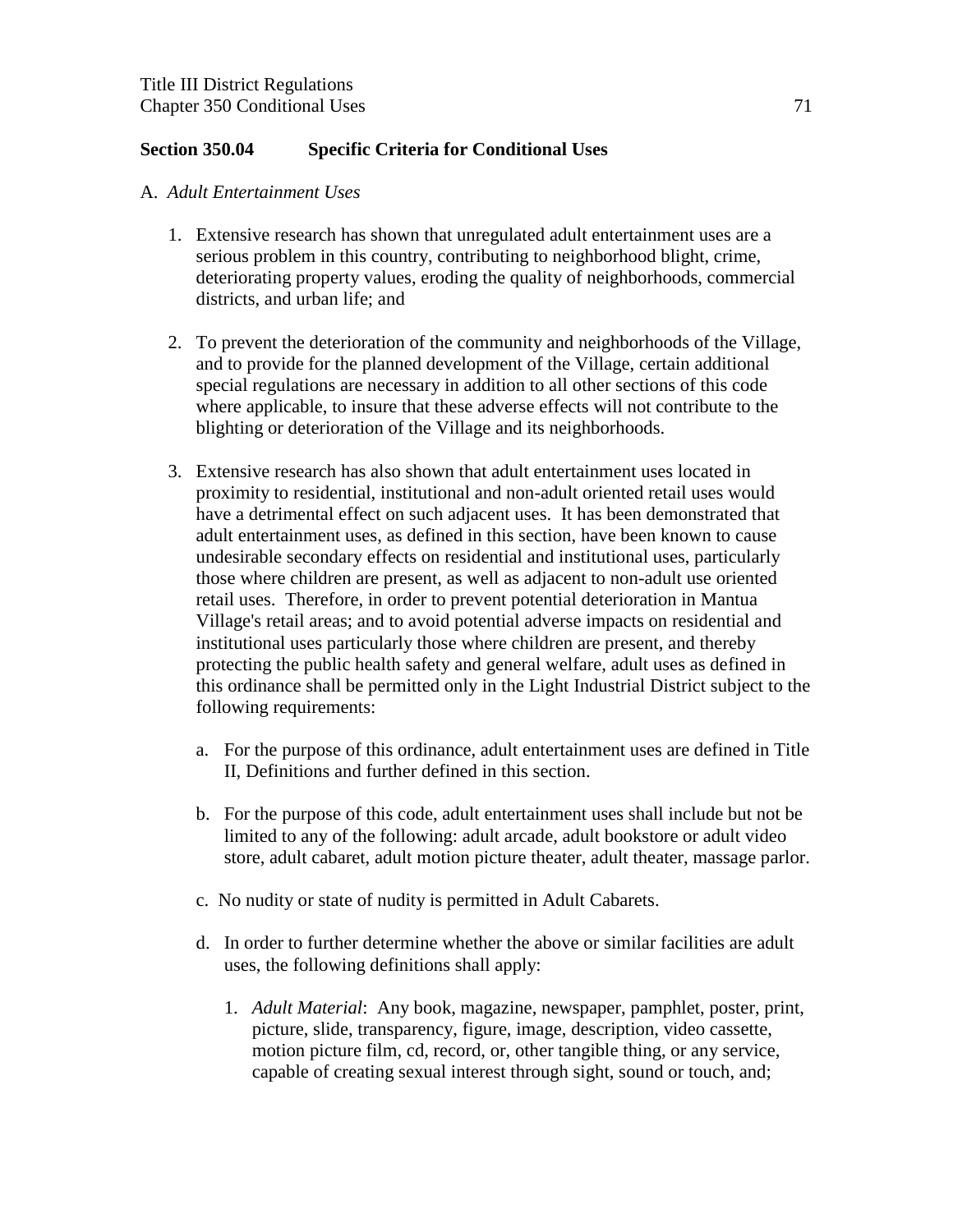## Section 350.04 Specific Criteria for Conditional Uses

A. *Adult Entertainment Uses*

1. Extensive research has shown that unregulated adult entertainment uses are a serious problem in this country, contributing to neighborhood blight, crime, deteriorating property values, eroding the quality of neighborhoods, commercial districts, and urban life; and

2. To prevent the deterioration of the community and neighborhoods of the Village, and to provide for the planned development of the Village, certain additional special regulations are necessary in addition to all other sections of this code where applicable, to insure that these adverse effects will not contribute to the blighting or deterioration of the Village and its neighborhoods.

3. Extensive research has also shown that adult entertainment uses located in proximity to residential, institutional and non-adult oriented retail uses would have a detrimental effect on such adjacent uses. It has been demonstrated that adult entertainment uses, as defined in this section, have been known to cause undesirable secondary effects on residential and institutional uses, particularly those where children are present, as well as adjacent to non-adult use oriented retail uses. Therefore, in order to prevent potential deterioration in Mantua Village's retail areas; and to avoid potential adverse impacts on residential and institutional uses particularly those where children are present, and thereby protecting the public health safety and general welfare, adult uses as defined in this ordinance shall be permitted only in the Light Industrial District subject to the following requirements:

   a. For the purpose of this ordinance, adult entertainment uses are defined in Title II, Definitions and further defined in this section.

   b. For the purpose of this code, adult entertainment uses shall include but not be limited to any of the following: adult arcade, adult bookstore or adult video store, adult cabaret, adult motion picture theater, adult theater, massage parlor.

   c. No nudity or state of nudity is permitted in Adult Cabarets.

   d. In order to further determine whether the above or similar facilities are adult uses, the following definitions shall apply:

      1. *Adult Material*: Any book, magazine, newspaper, pamphlet, poster, print, picture, slide, transparency, figure, image, description, video cassette, motion picture film, cd, record, or, other tangible thing, or any service, capable of creating sexual interest through sight, sound or touch, and;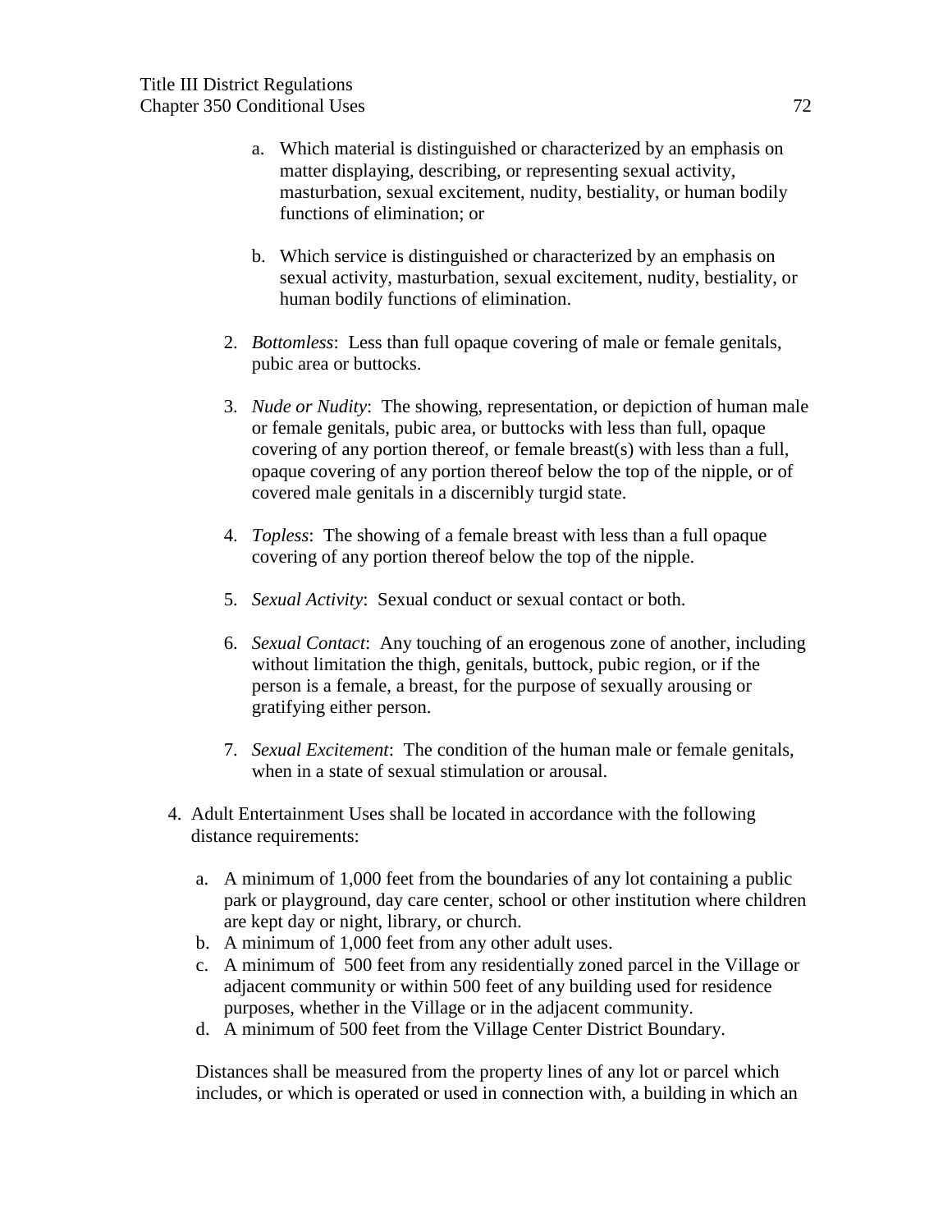a. Which material is distinguished or characterized by an emphasis on matter displaying, describing, or representing sexual activity, masturbation, sexual excitement, nudity, bestiality, or human bodily functions of elimination; or

b. Which service is distinguished or characterized by an emphasis on sexual activity, masturbation, sexual excitement, nudity, bestiality, or human bodily functions of elimination.

2. *Bottomless*: Less than full opaque covering of male or female genitals, pubic area or buttocks.

3. *Nude or Nudity*: The showing, representation, or depiction of human male or female genitals, pubic area, or buttocks with less than full, opaque covering of any portion thereof, or female breast(s) with less than a full, opaque covering of any portion thereof below the top of the nipple, or of covered male genitals in a discernibly turgid state.

4. *Topless*: The showing of a female breast with less than a full opaque covering of any portion thereof below the top of the nipple.

5. *Sexual Activity*: Sexual conduct or sexual contact or both.

6. *Sexual Contact*: Any touching of an erogenous zone of another, including without limitation the thigh, genitals, buttock, pubic region, or if the person is a female, a breast, for the purpose of sexually arousing or gratifying either person.

7. *Sexual Excitement*: The condition of the human male or female genitals, when in a state of sexual stimulation or arousal.

4. Adult Entertainment Uses shall be located in accordance with the following distance requirements:

   a. A minimum of 1,000 feet from the boundaries of any lot containing a public park or playground, day care center, school or other institution where children are kept day or night, library, or church.
   b. A minimum of 1,000 feet from any other adult uses.
   c. A minimum of 500 feet from any residentially zoned parcel in the Village or adjacent community or within 500 feet of any building used for residence purposes, whether in the Village or in the adjacent community.
   d. A minimum of 500 feet from the Village Center District Boundary.

   Distances shall be measured from the property lines of any lot or parcel which includes, or which is operated or used in connection with, a building in which an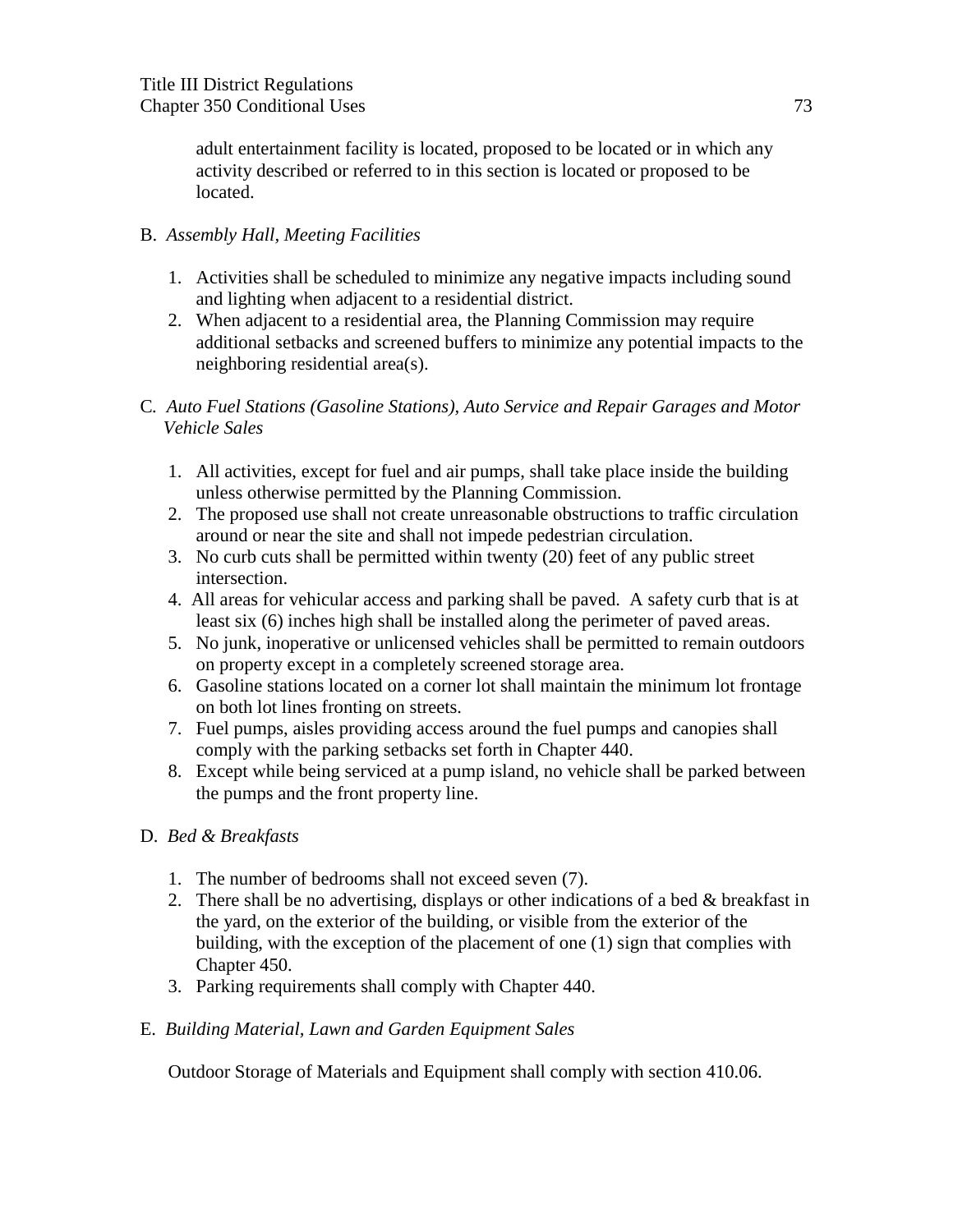adult entertainment facility is located, proposed to be located or in which any activity described or referred to in this section is located or proposed to be located.

B. *Assembly Hall, Meeting Facilities*

1. Activities shall be scheduled to minimize any negative impacts including sound and lighting when adjacent to a residential district.
2. When adjacent to a residential area, the Planning Commission may require additional setbacks and screened buffers to minimize any potential impacts to the neighboring residential area(s).

C. *Auto Fuel Stations (Gasoline Stations), Auto Service and Repair Garages and Motor Vehicle Sales*

1. All activities, except for fuel and air pumps, shall take place inside the building unless otherwise permitted by the Planning Commission.
2. The proposed use shall not create unreasonable obstructions to traffic circulation around or near the site and shall not impede pedestrian circulation.
3. No curb cuts shall be permitted within twenty (20) feet of any public street intersection.
4. All areas for vehicular access and parking shall be paved. A safety curb that is at least six (6) inches high shall be installed along the perimeter of paved areas.
5. No junk, inoperative or unlicensed vehicles shall be permitted to remain outdoors on property except in a completely screened storage area.
6. Gasoline stations located on a corner lot shall maintain the minimum lot frontage on both lot lines fronting on streets.
7. Fuel pumps, aisles providing access around the fuel pumps and canopies shall comply with the parking setbacks set forth in Chapter 440.
8. Except while being serviced at a pump island, no vehicle shall be parked between the pumps and the front property line.

D. *Bed & Breakfasts*

1. The number of bedrooms shall not exceed seven (7).
2. There shall be no advertising, displays or other indications of a bed & breakfast in the yard, on the exterior of the building, or visible from the exterior of the building, with the exception of the placement of one (1) sign that complies with Chapter 450.
3. Parking requirements shall comply with Chapter 440.

E. *Building Material, Lawn and Garden Equipment Sales*

Outdoor Storage of Materials and Equipment shall comply with section 410.06.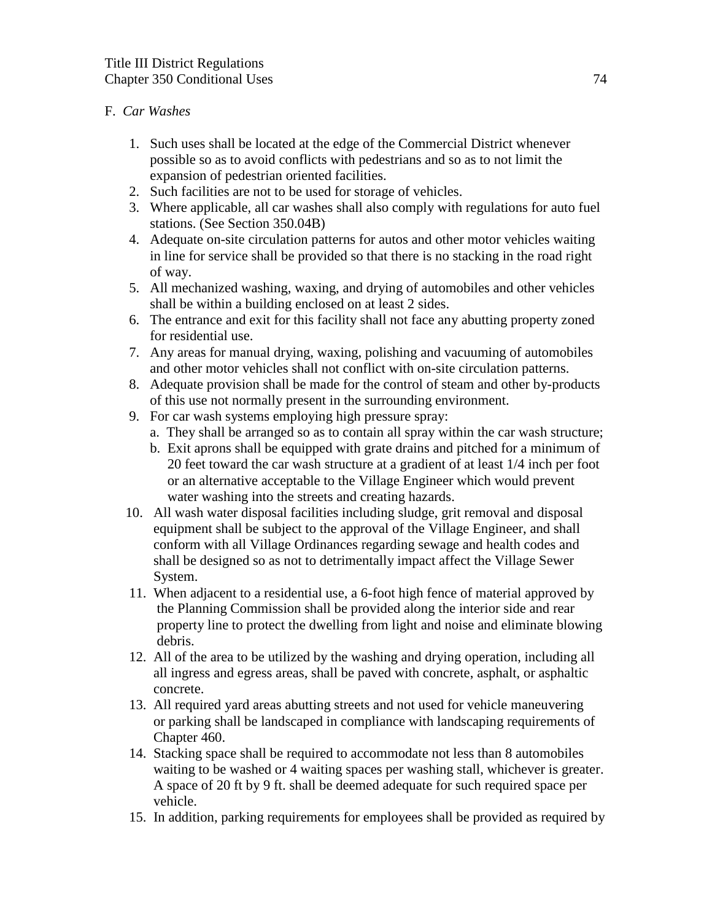F. *Car Washes*

1. Such uses shall be located at the edge of the Commercial District whenever possible so as to avoid conflicts with pedestrians and so as to not limit the expansion of pedestrian oriented facilities.
2. Such facilities are not to be used for storage of vehicles.
3. Where applicable, all car washes shall also comply with regulations for auto fuel stations. (See Section 350.04B)
4. Adequate on-site circulation patterns for autos and other motor vehicles waiting in line for service shall be provided so that there is no stacking in the road right of way.
5. All mechanized washing, waxing, and drying of automobiles and other vehicles shall be within a building enclosed on at least 2 sides.
6. The entrance and exit for this facility shall not face any abutting property zoned for residential use.
7. Any areas for manual drying, waxing, polishing and vacuuming of automobiles and other motor vehicles shall not conflict with on-site circulation patterns.
8. Adequate provision shall be made for the control of steam and other by-products of this use not normally present in the surrounding environment.
9. For car wash systems employing high pressure spray:
   a. They shall be arranged so as to contain all spray within the car wash structure;
   b. Exit aprons shall be equipped with grate drains and pitched for a minimum of 20 feet toward the car wash structure at a gradient of at least 1/4 inch per foot or an alternative acceptable to the Village Engineer which would prevent water washing into the streets and creating hazards.
10. All wash water disposal facilities including sludge, grit removal and disposal equipment shall be subject to the approval of the Village Engineer, and shall conform with all Village Ordinances regarding sewage and health codes and shall be designed so as not to detrimentally impact affect the Village Sewer System.
11. When adjacent to a residential use, a 6-foot high fence of material approved by the Planning Commission shall be provided along the interior side and rear property line to protect the dwelling from light and noise and eliminate blowing debris.
12. All of the area to be utilized by the washing and drying operation, including all all ingress and egress areas, shall be paved with concrete, asphalt, or asphaltic concrete.
13. All required yard areas abutting streets and not used for vehicle maneuvering or parking shall be landscaped in compliance with landscaping requirements of Chapter 460.
14. Stacking space shall be required to accommodate not less than 8 automobiles waiting to be washed or 4 waiting spaces per washing stall, whichever is greater. A space of 20 ft by 9 ft. shall be deemed adequate for such required space per vehicle.
15. In addition, parking requirements for employees shall be provided as required by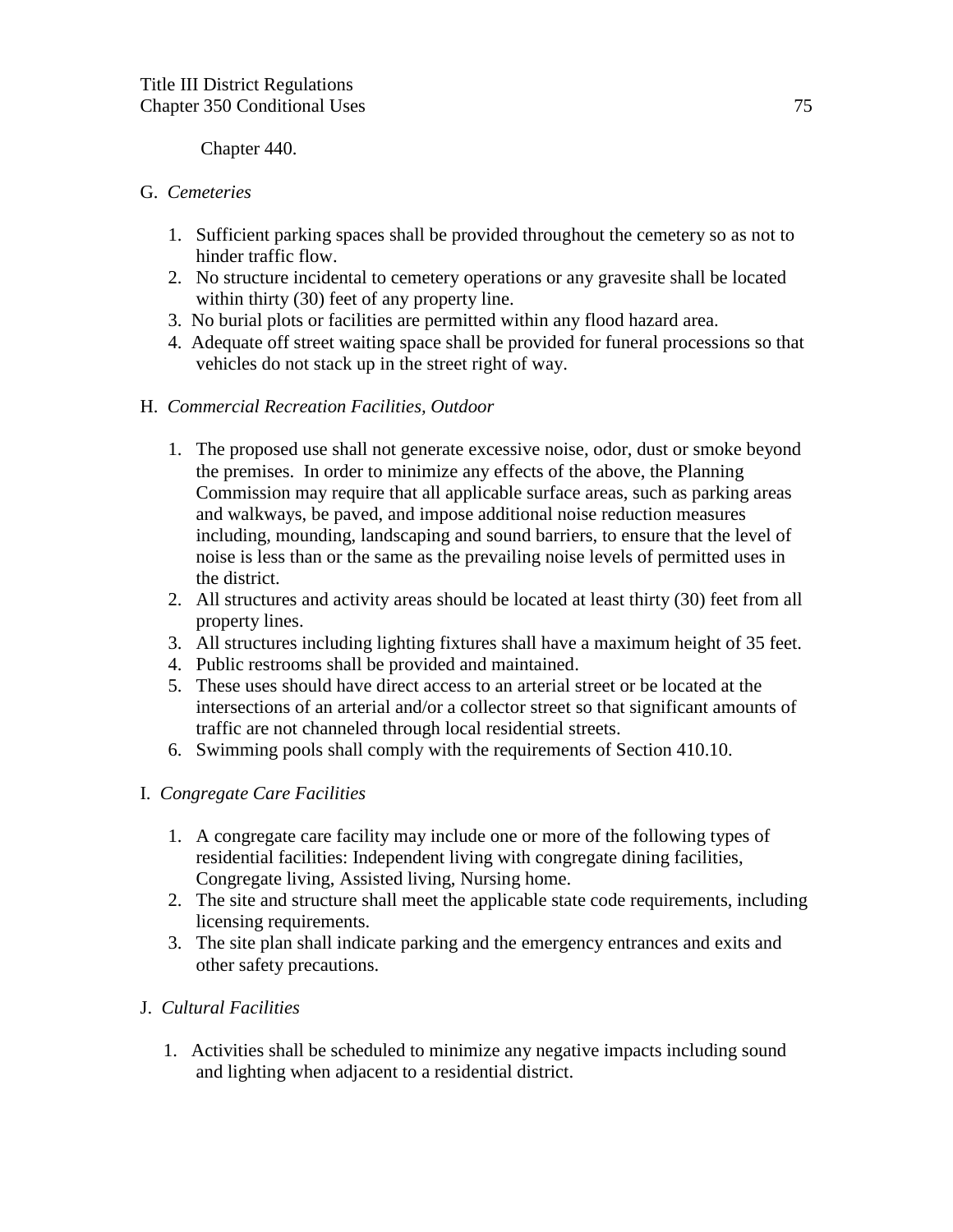Chapter 440.

G. *Cemeteries*

1. Sufficient parking spaces shall be provided throughout the cemetery so as not to hinder traffic flow.
2. No structure incidental to cemetery operations or any gravesite shall be located within thirty (30) feet of any property line.
3. No burial plots or facilities are permitted within any flood hazard area.
4. Adequate off street waiting space shall be provided for funeral processions so that vehicles do not stack up in the street right of way.

H. *Commercial Recreation Facilities, Outdoor*

1. The proposed use shall not generate excessive noise, odor, dust or smoke beyond the premises. In order to minimize any effects of the above, the Planning Commission may require that all applicable surface areas, such as parking areas and walkways, be paved, and impose additional noise reduction measures including, mounding, landscaping and sound barriers, to ensure that the level of noise is less than or the same as the prevailing noise levels of permitted uses in the district.
2. All structures and activity areas should be located at least thirty (30) feet from all property lines.
3. All structures including lighting fixtures shall have a maximum height of 35 feet.
4. Public restrooms shall be provided and maintained.
5. These uses should have direct access to an arterial street or be located at the intersections of an arterial and/or a collector street so that significant amounts of traffic are not channeled through local residential streets.
6. Swimming pools shall comply with the requirements of Section 410.10.

I. *Congregate Care Facilities*

1. A congregate care facility may include one or more of the following types of residential facilities: Independent living with congregate dining facilities, Congregate living, Assisted living, Nursing home.
2. The site and structure shall meet the applicable state code requirements, including licensing requirements.
3. The site plan shall indicate parking and the emergency entrances and exits and other safety precautions.

J. *Cultural Facilities*

1. Activities shall be scheduled to minimize any negative impacts including sound and lighting when adjacent to a residential district.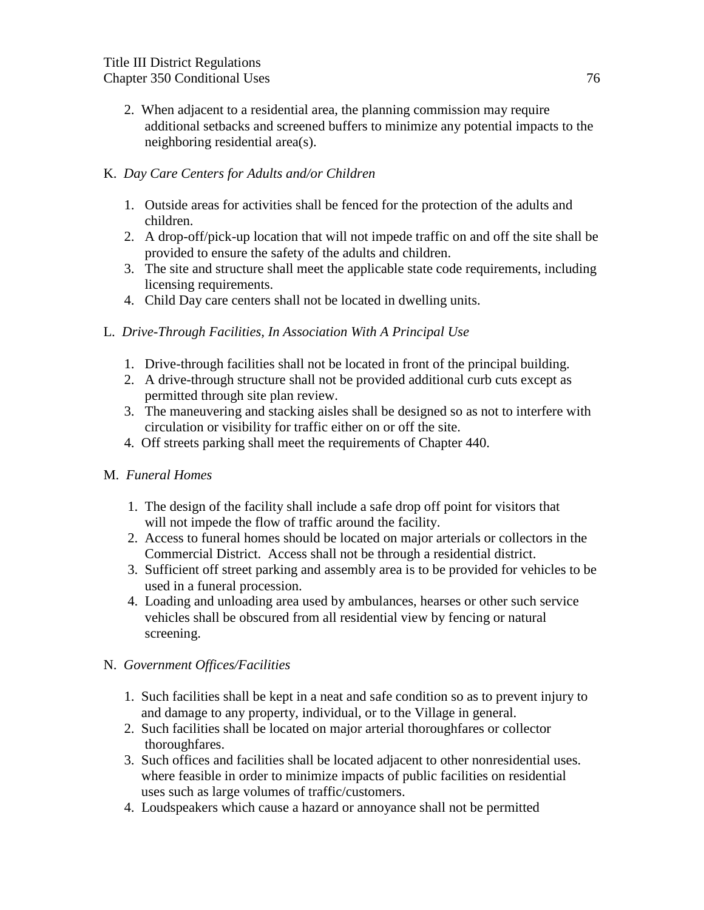2. When adjacent to a residential area, the planning commission may require additional setbacks and screened buffers to minimize any potential impacts to the neighboring residential area(s).

K. *Day Care Centers for Adults and/or Children*

1. Outside areas for activities shall be fenced for the protection of the adults and children.
2. A drop-off/pick-up location that will not impede traffic on and off the site shall be provided to ensure the safety of the adults and children.
3. The site and structure shall meet the applicable state code requirements, including licensing requirements.
4. Child Day care centers shall not be located in dwelling units.

L. *Drive-Through Facilities, In Association With A Principal Use*

1. Drive-through facilities shall not be located in front of the principal building.
2. A drive-through structure shall not be provided additional curb cuts except as permitted through site plan review.
3. The maneuvering and stacking aisles shall be designed so as not to interfere with circulation or visibility for traffic either on or off the site.
4. Off streets parking shall meet the requirements of Chapter 440.

M. *Funeral Homes*

1. The design of the facility shall include a safe drop off point for visitors that will not impede the flow of traffic around the facility.
2. Access to funeral homes should be located on major arterials or collectors in the Commercial District. Access shall not be through a residential district.
3. Sufficient off street parking and assembly area is to be provided for vehicles to be used in a funeral procession.
4. Loading and unloading area used by ambulances, hearses or other such service vehicles shall be obscured from all residential view by fencing or natural screening.

N. *Government Offices/Facilities*

1. Such facilities shall be kept in a neat and safe condition so as to prevent injury to and damage to any property, individual, or to the Village in general.
2. Such facilities shall be located on major arterial thoroughfares or collector thoroughfares.
3. Such offices and facilities shall be located adjacent to other nonresidential uses. where feasible in order to minimize impacts of public facilities on residential uses such as large volumes of traffic/customers.
4. Loudspeakers which cause a hazard or annoyance shall not be permitted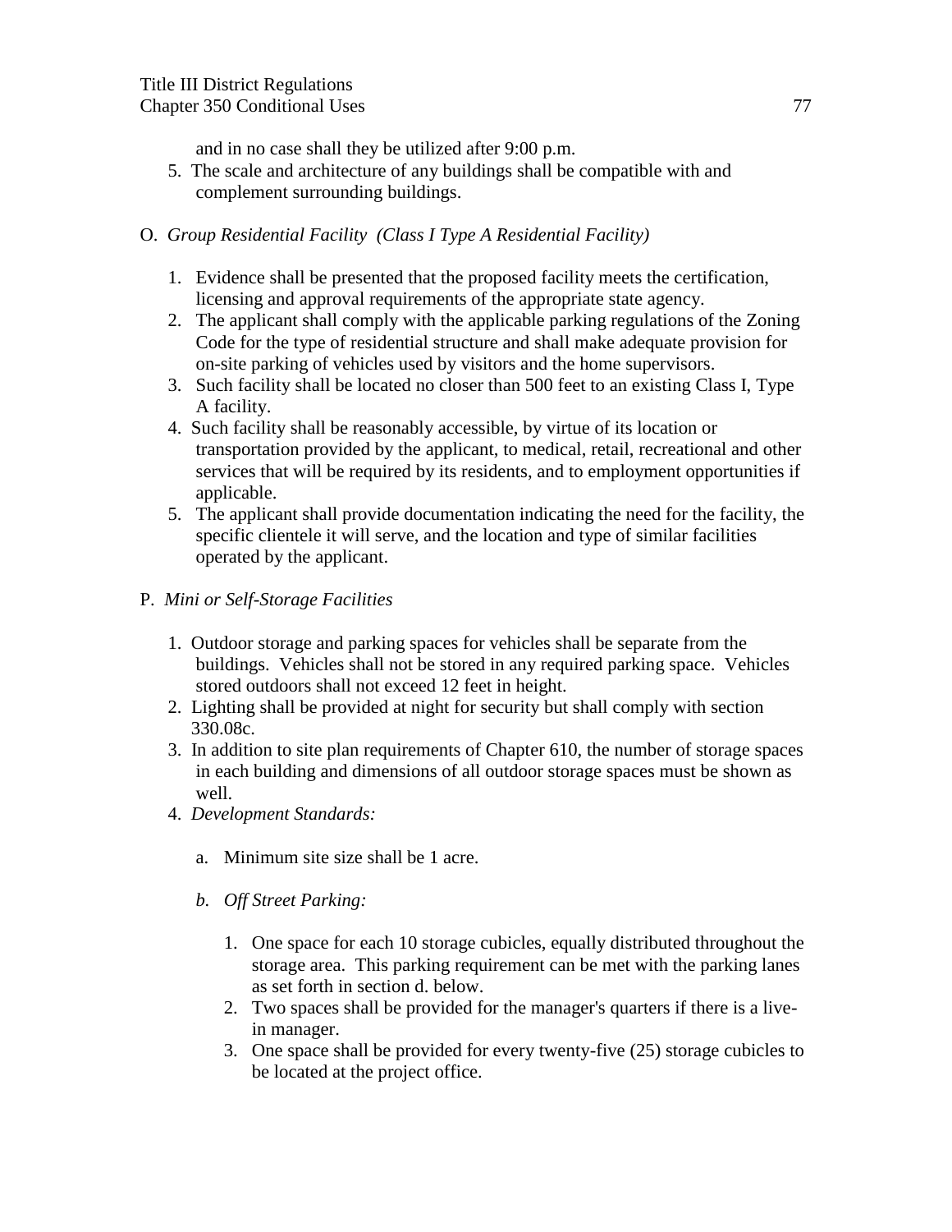and in no case shall they be utilized after 9:00 p.m.

5. The scale and architecture of any buildings shall be compatible with and complement surrounding buildings.

O. *Group Residential Facility (Class I Type A Residential Facility)*

1. Evidence shall be presented that the proposed facility meets the certification, licensing and approval requirements of the appropriate state agency.
2. The applicant shall comply with the applicable parking regulations of the Zoning Code for the type of residential structure and shall make adequate provision for on-site parking of vehicles used by visitors and the home supervisors.
3. Such facility shall be located no closer than 500 feet to an existing Class I, Type A facility.
4. Such facility shall be reasonably accessible, by virtue of its location or transportation provided by the applicant, to medical, retail, recreational and other services that will be required by its residents, and to employment opportunities if applicable.
5. The applicant shall provide documentation indicating the need for the facility, the specific clientele it will serve, and the location and type of similar facilities operated by the applicant.

P. *Mini or Self-Storage Facilities*

1. Outdoor storage and parking spaces for vehicles shall be separate from the buildings. Vehicles shall not be stored in any required parking space. Vehicles stored outdoors shall not exceed 12 feet in height.
2. Lighting shall be provided at night for security but shall comply with section 330.08c.
3. In addition to site plan requirements of Chapter 610, the number of storage spaces in each building and dimensions of all outdoor storage spaces must be shown as well.
4. *Development Standards:*

   a. Minimum site size shall be 1 acre.

   b. *Off Street Parking:*

      1. One space for each 10 storage cubicles, equally distributed throughout the storage area. This parking requirement can be met with the parking lanes as set forth in section d. below.
      2. Two spaces shall be provided for the manager's quarters if there is a live-in manager.
      3. One space shall be provided for every twenty-five (25) storage cubicles to be located at the project office.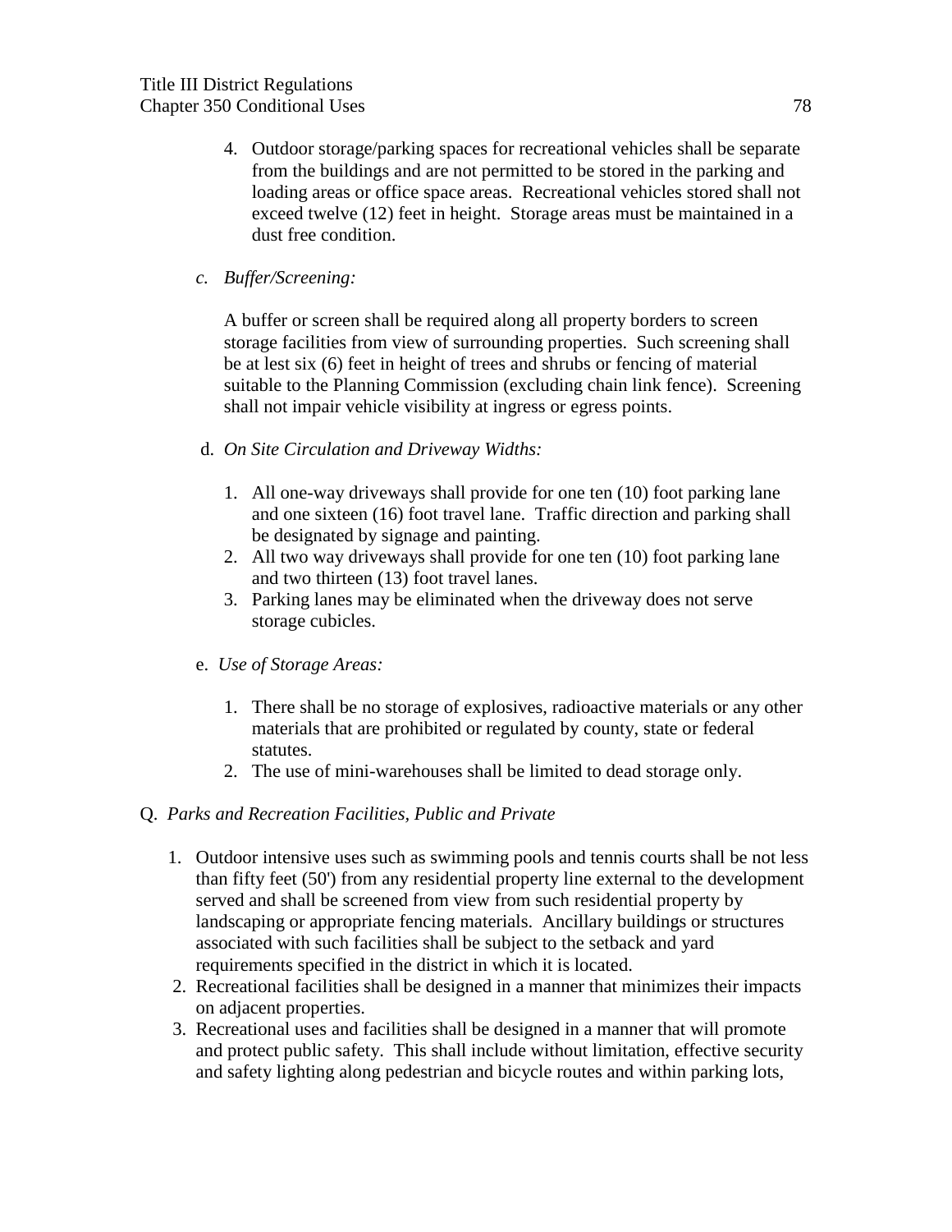4. Outdoor storage/parking spaces for recreational vehicles shall be separate from the buildings and are not permitted to be stored in the parking and loading areas or office space areas. Recreational vehicles stored shall not exceed twelve (12) feet in height. Storage areas must be maintained in a dust free condition.

c. *Buffer/Screening:*

A buffer or screen shall be required along all property borders to screen storage facilities from view of surrounding properties. Such screening shall be at lest six (6) feet in height of trees and shrubs or fencing of material suitable to the Planning Commission (excluding chain link fence). Screening shall not impair vehicle visibility at ingress or egress points.

d. *On Site Circulation and Driveway Widths:*

1. All one-way driveways shall provide for one ten (10) foot parking lane and one sixteen (16) foot travel lane. Traffic direction and parking shall be designated by signage and painting.
2. All two way driveways shall provide for one ten (10) foot parking lane and two thirteen (13) foot travel lanes.
3. Parking lanes may be eliminated when the driveway does not serve storage cubicles.

e. *Use of Storage Areas:*

1. There shall be no storage of explosives, radioactive materials or any other materials that are prohibited or regulated by county, state or federal statutes.
2. The use of mini-warehouses shall be limited to dead storage only.

Q. *Parks and Recreation Facilities, Public and Private*

1. Outdoor intensive uses such as swimming pools and tennis courts shall be not less than fifty feet (50') from any residential property line external to the development served and shall be screened from view from such residential property by landscaping or appropriate fencing materials. Ancillary buildings or structures associated with such facilities shall be subject to the setback and yard requirements specified in the district in which it is located.
2. Recreational facilities shall be designed in a manner that minimizes their impacts on adjacent properties.
3. Recreational uses and facilities shall be designed in a manner that will promote and protect public safety. This shall include without limitation, effective security and safety lighting along pedestrian and bicycle routes and within parking lots,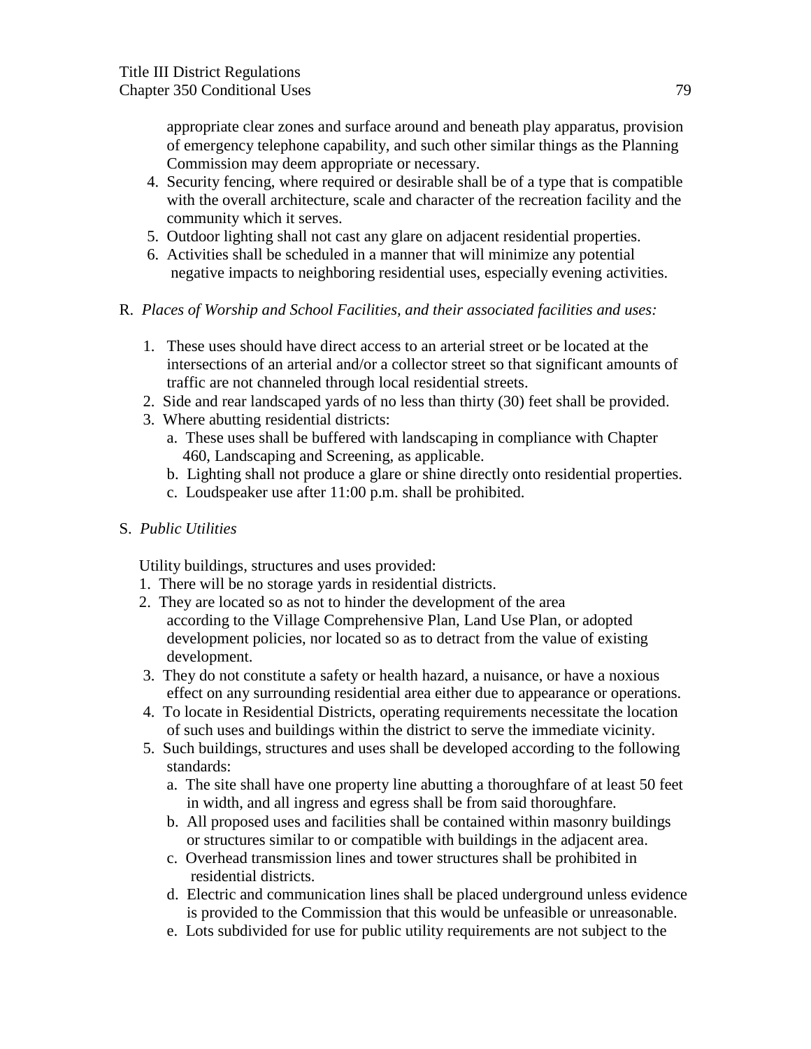appropriate clear zones and surface around and beneath play apparatus, provision of emergency telephone capability, and such other similar things as the Planning Commission may deem appropriate or necessary.

4. Security fencing, where required or desirable shall be of a type that is compatible with the overall architecture, scale and character of the recreation facility and the community which it serves.
5. Outdoor lighting shall not cast any glare on adjacent residential properties.
6. Activities shall be scheduled in a manner that will minimize any potential negative impacts to neighboring residential uses, especially evening activities.

R. *Places of Worship and School Facilities, and their associated facilities and uses:*

1. These uses should have direct access to an arterial street or be located at the intersections of an arterial and/or a collector street so that significant amounts of traffic are not channeled through local residential streets.
2. Side and rear landscaped yards of no less than thirty (30) feet shall be provided.
3. Where abutting residential districts:
   a. These uses shall be buffered with landscaping in compliance with Chapter 460, Landscaping and Screening, as applicable.
   b. Lighting shall not produce a glare or shine directly onto residential properties.
   c. Loudspeaker use after 11:00 p.m. shall be prohibited.

S. *Public Utilities*

Utility buildings, structures and uses provided:

1. There will be no storage yards in residential districts.
2. They are located so as not to hinder the development of the area according to the Village Comprehensive Plan, Land Use Plan, or adopted development policies, nor located so as to detract from the value of existing development.
3. They do not constitute a safety or health hazard, a nuisance, or have a noxious effect on any surrounding residential area either due to appearance or operations.
4. To locate in Residential Districts, operating requirements necessitate the location of such uses and buildings within the district to serve the immediate vicinity.
5. Such buildings, structures and uses shall be developed according to the following standards:
   a. The site shall have one property line abutting a thoroughfare of at least 50 feet in width, and all ingress and egress shall be from said thoroughfare.
   b. All proposed uses and facilities shall be contained within masonry buildings or structures similar to or compatible with buildings in the adjacent area.
   c. Overhead transmission lines and tower structures shall be prohibited in residential districts.
   d. Electric and communication lines shall be placed underground unless evidence is provided to the Commission that this would be unfeasible or unreasonable.
   e. Lots subdivided for use for public utility requirements are not subject to the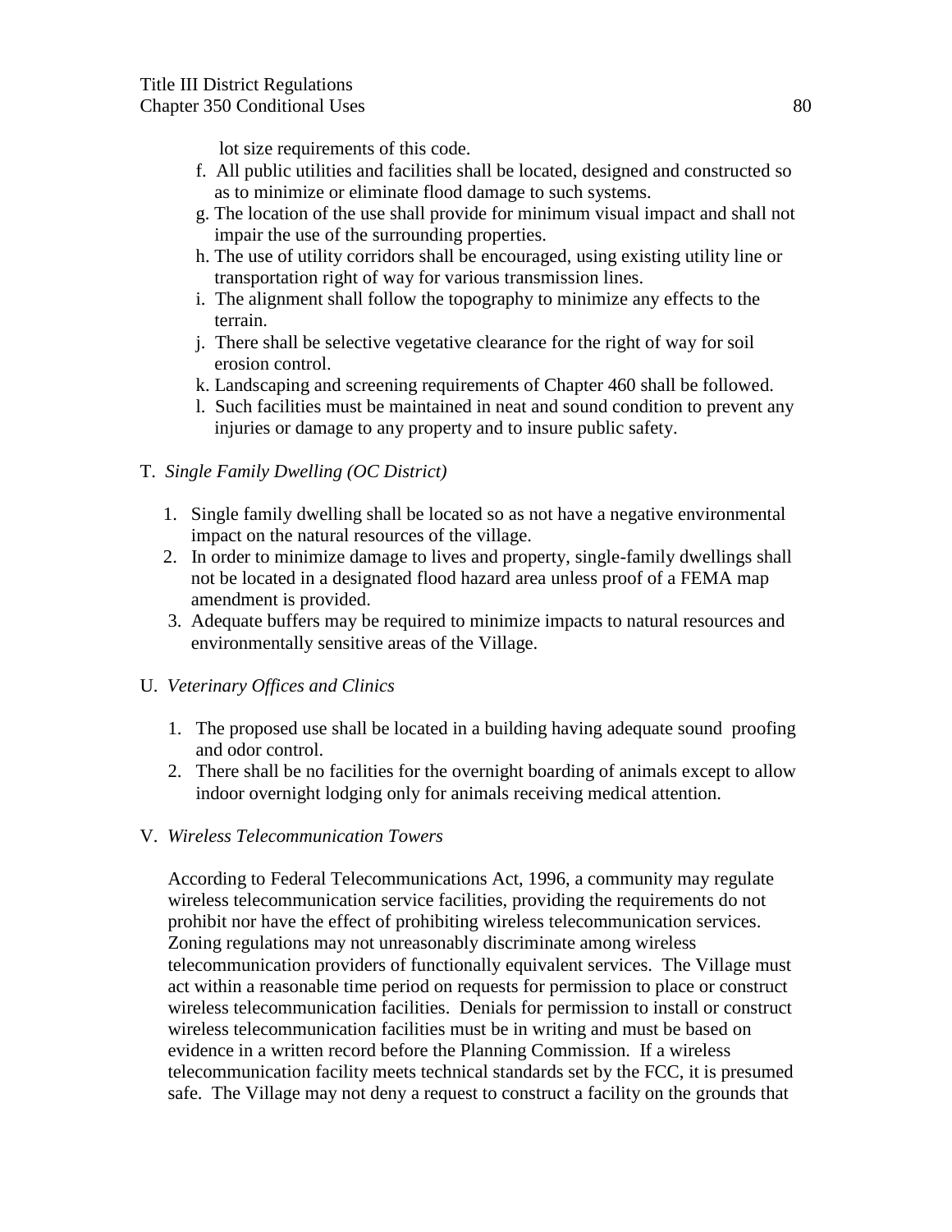lot size requirements of this code.

f. All public utilities and facilities shall be located, designed and constructed so as to minimize or eliminate flood damage to such systems.
g. The location of the use shall provide for minimum visual impact and shall not impair the use of the surrounding properties.
h. The use of utility corridors shall be encouraged, using existing utility line or transportation right of way for various transmission lines.
i. The alignment shall follow the topography to minimize any effects to the terrain.
j. There shall be selective vegetative clearance for the right of way for soil erosion control.
k. Landscaping and screening requirements of Chapter 460 shall be followed.
l. Such facilities must be maintained in neat and sound condition to prevent any injuries or damage to any property and to insure public safety.

T. *Single Family Dwelling (OC District)*

1. Single family dwelling shall be located so as not have a negative environmental impact on the natural resources of the village.
2. In order to minimize damage to lives and property, single-family dwellings shall not be located in a designated flood hazard area unless proof of a FEMA map amendment is provided.
3. Adequate buffers may be required to minimize impacts to natural resources and environmentally sensitive areas of the Village.

U. *Veterinary Offices and Clinics*

1. The proposed use shall be located in a building having adequate sound proofing and odor control.
2. There shall be no facilities for the overnight boarding of animals except to allow indoor overnight lodging only for animals receiving medical attention.

V. *Wireless Telecommunication Towers*

According to Federal Telecommunications Act, 1996, a community may regulate wireless telecommunication service facilities, providing the requirements do not prohibit nor have the effect of prohibiting wireless telecommunication services. Zoning regulations may not unreasonably discriminate among wireless telecommunication providers of functionally equivalent services. The Village must act within a reasonable time period on requests for permission to place or construct wireless telecommunication facilities. Denials for permission to install or construct wireless telecommunication facilities must be in writing and must be based on evidence in a written record before the Planning Commission. If a wireless telecommunication facility meets technical standards set by the FCC, it is presumed safe. The Village may not deny a request to construct a facility on the grounds that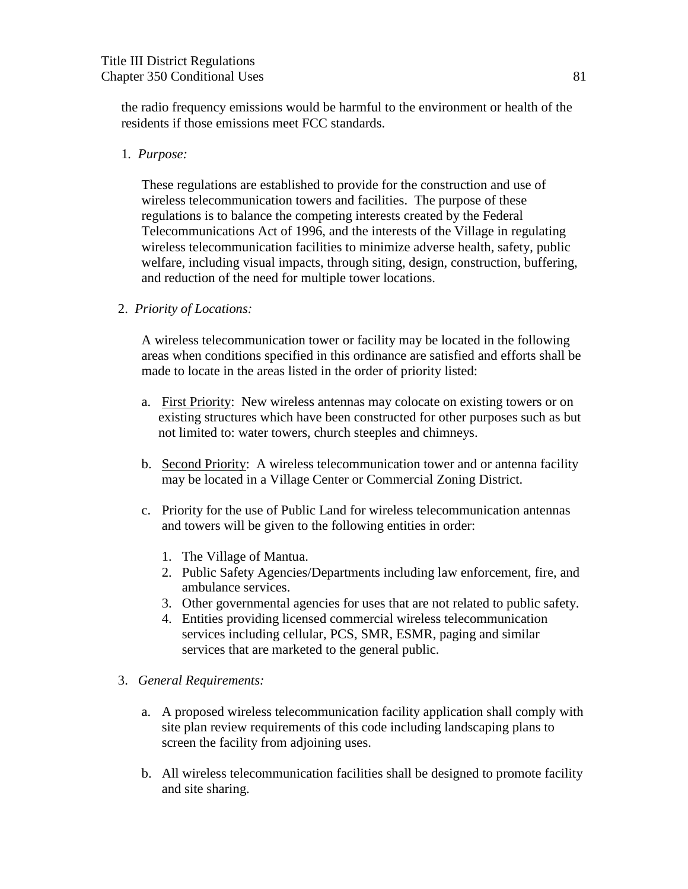the radio frequency emissions would be harmful to the environment or health of the residents if those emissions meet FCC standards.

1. *Purpose:*

   These regulations are established to provide for the construction and use of wireless telecommunication towers and facilities. The purpose of these regulations is to balance the competing interests created by the Federal Telecommunications Act of 1996, and the interests of the Village in regulating wireless telecommunication facilities to minimize adverse health, safety, public welfare, including visual impacts, through siting, design, construction, buffering, and reduction of the need for multiple tower locations.

2. *Priority of Locations:*

   A wireless telecommunication tower or facility may be located in the following areas when conditions specified in this ordinance are satisfied and efforts shall be made to locate in the areas listed in the order of priority listed:

   a. First Priority: New wireless antennas may colocate on existing towers or on existing structures which have been constructed for other purposes such as but not limited to: water towers, church steeples and chimneys.

   b. Second Priority: A wireless telecommunication tower and or antenna facility may be located in a Village Center or Commercial Zoning District.

   c. Priority for the use of Public Land for wireless telecommunication antennas and towers will be given to the following entities in order:

      1. The Village of Mantua.
      2. Public Safety Agencies/Departments including law enforcement, fire, and ambulance services.
      3. Other governmental agencies for uses that are not related to public safety.
      4. Entities providing licensed commercial wireless telecommunication services including cellular, PCS, SMR, ESMR, paging and similar services that are marketed to the general public.

3. *General Requirements:*

   a. A proposed wireless telecommunication facility application shall comply with site plan review requirements of this code including landscaping plans to screen the facility from adjoining uses.

   b. All wireless telecommunication facilities shall be designed to promote facility and site sharing.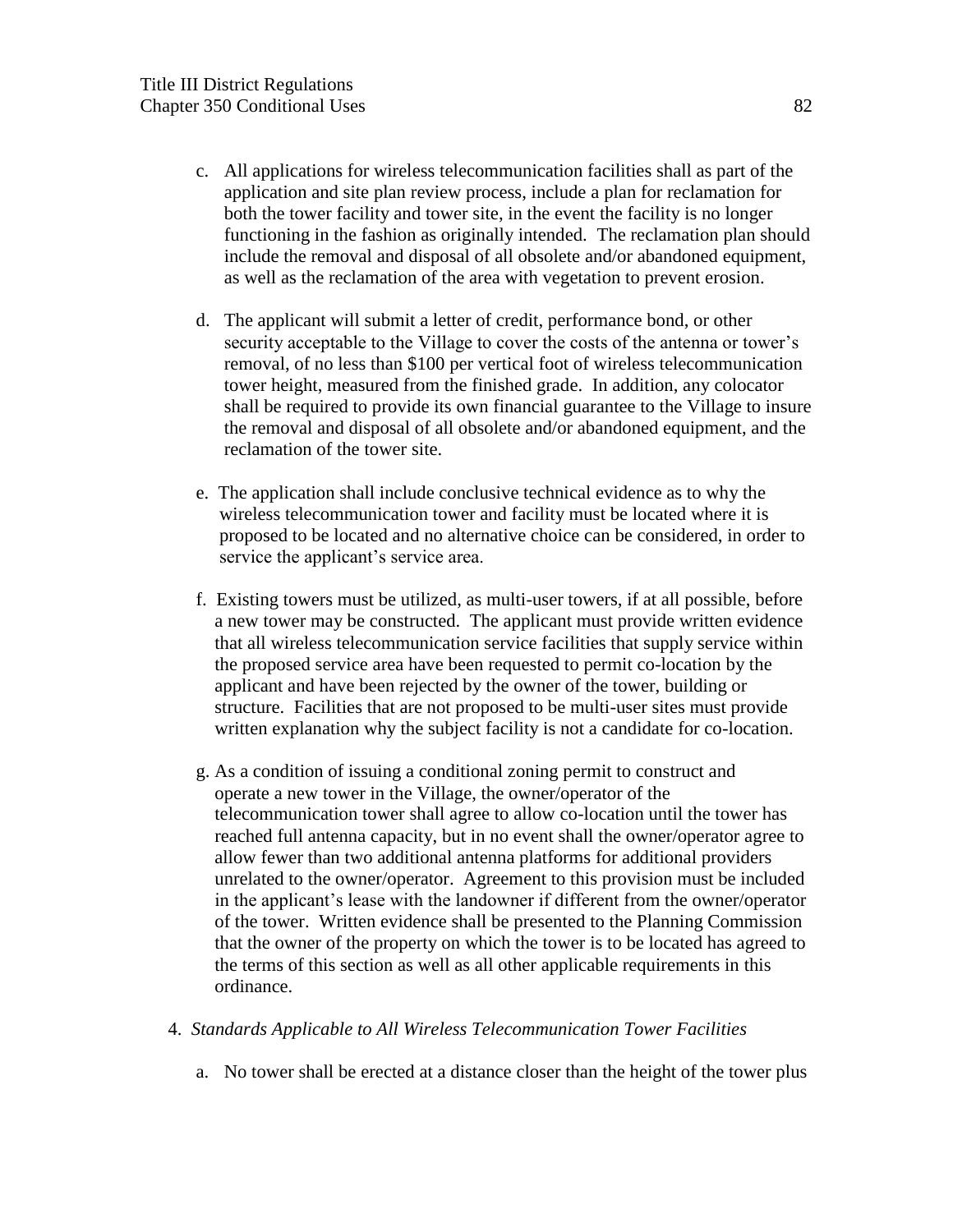c. All applications for wireless telecommunication facilities shall as part of the application and site plan review process, include a plan for reclamation for both the tower facility and tower site, in the event the facility is no longer functioning in the fashion as originally intended. The reclamation plan should include the removal and disposal of all obsolete and/or abandoned equipment, as well as the reclamation of the area with vegetation to prevent erosion.

d. The applicant will submit a letter of credit, performance bond, or other security acceptable to the Village to cover the costs of the antenna or tower's removal, of no less than $100 per vertical foot of wireless telecommunication tower height, measured from the finished grade. In addition, any colocator shall be required to provide its own financial guarantee to the Village to insure the removal and disposal of all obsolete and/or abandoned equipment, and the reclamation of the tower site.

e. The application shall include conclusive technical evidence as to why the wireless telecommunication tower and facility must be located where it is proposed to be located and no alternative choice can be considered, in order to service the applicant's service area.

f. Existing towers must be utilized, as multi-user towers, if at all possible, before a new tower may be constructed. The applicant must provide written evidence that all wireless telecommunication service facilities that supply service within the proposed service area have been requested to permit co-location by the applicant and have been rejected by the owner of the tower, building or structure. Facilities that are not proposed to be multi-user sites must provide written explanation why the subject facility is not a candidate for co-location.

g. As a condition of issuing a conditional zoning permit to construct and operate a new tower in the Village, the owner/operator of the telecommunication tower shall agree to allow co-location until the tower has reached full antenna capacity, but in no event shall the owner/operator agree to allow fewer than two additional antenna platforms for additional providers unrelated to the owner/operator. Agreement to this provision must be included in the applicant's lease with the landowner if different from the owner/operator of the tower. Written evidence shall be presented to the Planning Commission that the owner of the property on which the tower is to be located has agreed to the terms of this section as well as all other applicable requirements in this ordinance.

4. *Standards Applicable to All Wireless Telecommunication Tower Facilities*

   a. No tower shall be erected at a distance closer than the height of the tower plus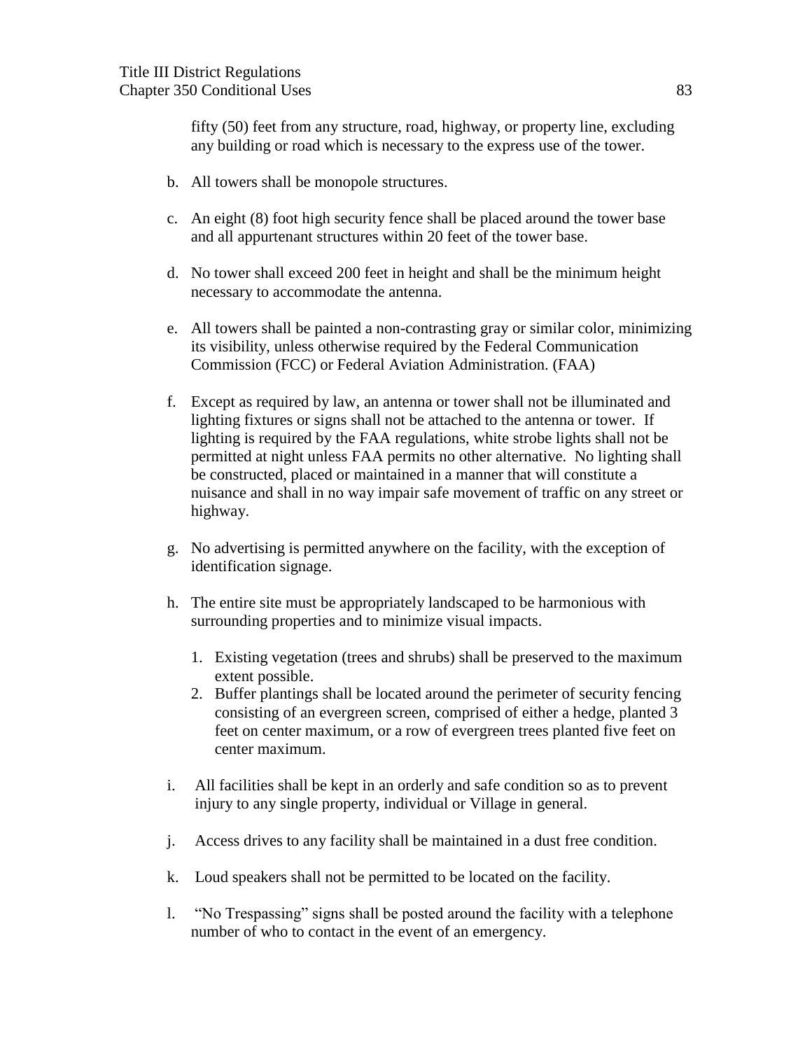fifty (50) feet from any structure, road, highway, or property line, excluding any building or road which is necessary to the express use of the tower.

b. All towers shall be monopole structures.

c. An eight (8) foot high security fence shall be placed around the tower base and all appurtenant structures within 20 feet of the tower base.

d. No tower shall exceed 200 feet in height and shall be the minimum height necessary to accommodate the antenna.

e. All towers shall be painted a non-contrasting gray or similar color, minimizing its visibility, unless otherwise required by the Federal Communication Commission (FCC) or Federal Aviation Administration. (FAA)

f. Except as required by law, an antenna or tower shall not be illuminated and lighting fixtures or signs shall not be attached to the antenna or tower. If lighting is required by the FAA regulations, white strobe lights shall not be permitted at night unless FAA permits no other alternative. No lighting shall be constructed, placed or maintained in a manner that will constitute a nuisance and shall in no way impair safe movement of traffic on any street or highway.

g. No advertising is permitted anywhere on the facility, with the exception of identification signage.

h. The entire site must be appropriately landscaped to be harmonious with surrounding properties and to minimize visual impacts.

   1. Existing vegetation (trees and shrubs) shall be preserved to the maximum extent possible.
   2. Buffer plantings shall be located around the perimeter of security fencing consisting of an evergreen screen, comprised of either a hedge, planted 3 feet on center maximum, or a row of evergreen trees planted five feet on center maximum.

i. All facilities shall be kept in an orderly and safe condition so as to prevent injury to any single property, individual or Village in general.

j. Access drives to any facility shall be maintained in a dust free condition.

k. Loud speakers shall not be permitted to be located on the facility.

l. "No Trespassing" signs shall be posted around the facility with a telephone number of who to contact in the event of an emergency.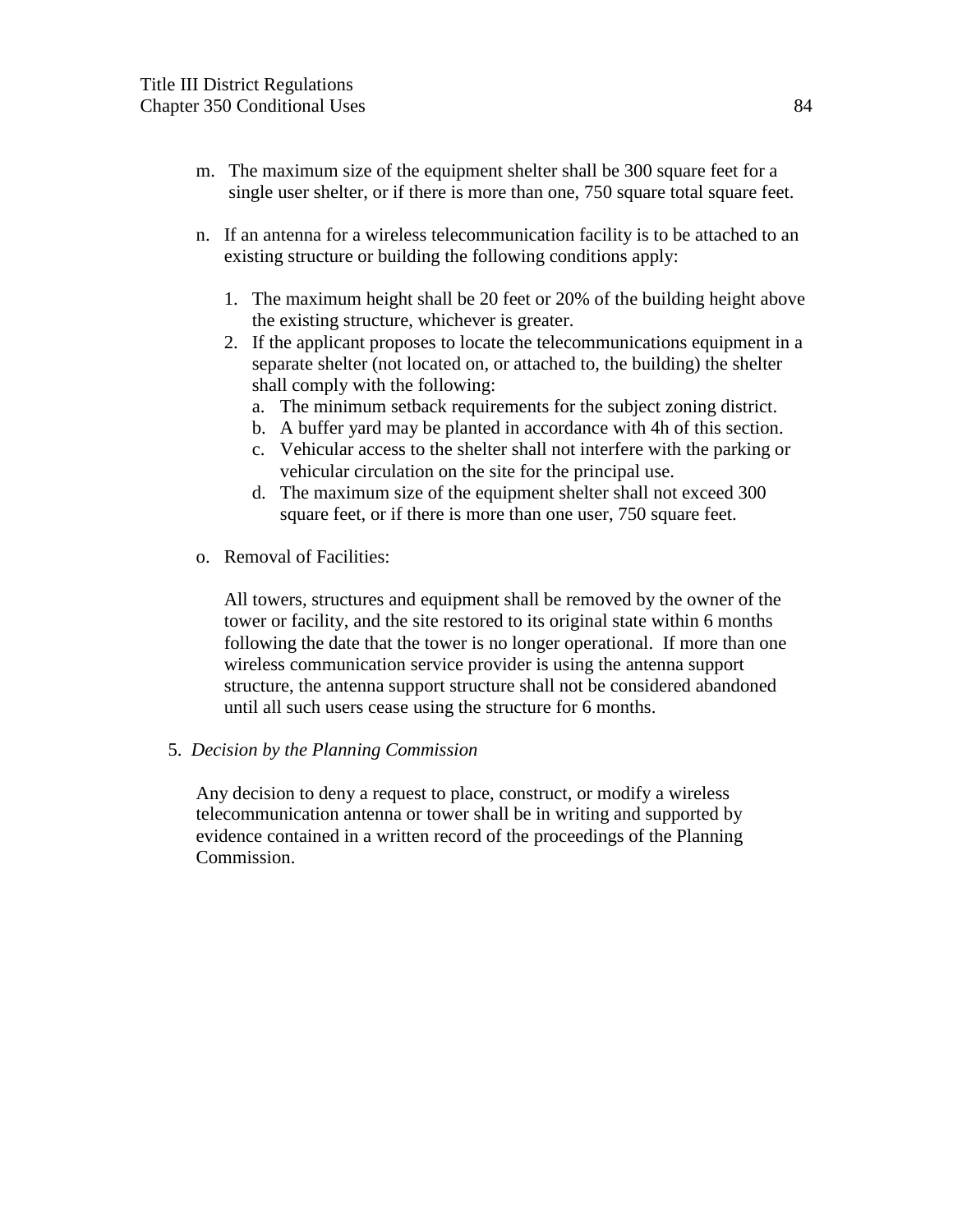m. The maximum size of the equipment shelter shall be 300 square feet for a single user shelter, or if there is more than one, 750 square total square feet.

n. If an antenna for a wireless telecommunication facility is to be attached to an existing structure or building the following conditions apply:

   1. The maximum height shall be 20 feet or 20% of the building height above the existing structure, whichever is greater.
   2. If the applicant proposes to locate the telecommunications equipment in a separate shelter (not located on, or attached to, the building) the shelter shall comply with the following:
      a. The minimum setback requirements for the subject zoning district.
      b. A buffer yard may be planted in accordance with 4h of this section.
      c. Vehicular access to the shelter shall not interfere with the parking or vehicular circulation on the site for the principal use.
      d. The maximum size of the equipment shelter shall not exceed 300 square feet, or if there is more than one user, 750 square feet.

o. Removal of Facilities:

   All towers, structures and equipment shall be removed by the owner of the tower or facility, and the site restored to its original state within 6 months following the date that the tower is no longer operational. If more than one wireless communication service provider is using the antenna support structure, the antenna support structure shall not be considered abandoned until all such users cease using the structure for 6 months.

5. *Decision by the Planning Commission*

   Any decision to deny a request to place, construct, or modify a wireless telecommunication antenna or tower shall be in writing and supported by evidence contained in a written record of the proceedings of the Planning Commission.